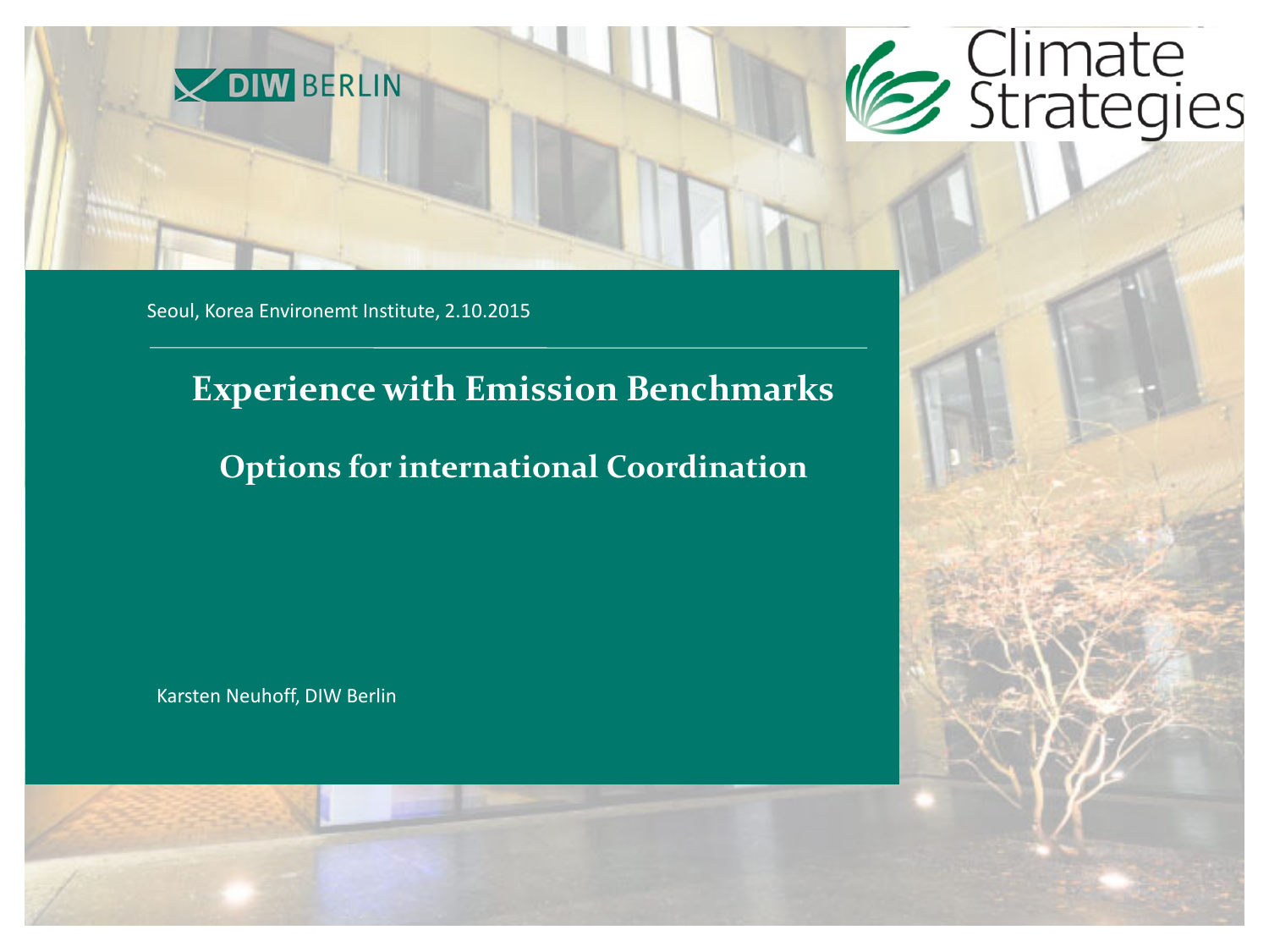DIW BERLIN

Climate Strategies

Seoul, Korea Environemt Institute, 2.10.2015

# Experience with Emission Benchmarks

## Options for international Coordination

Karsten Neuhoff, DIW Berlin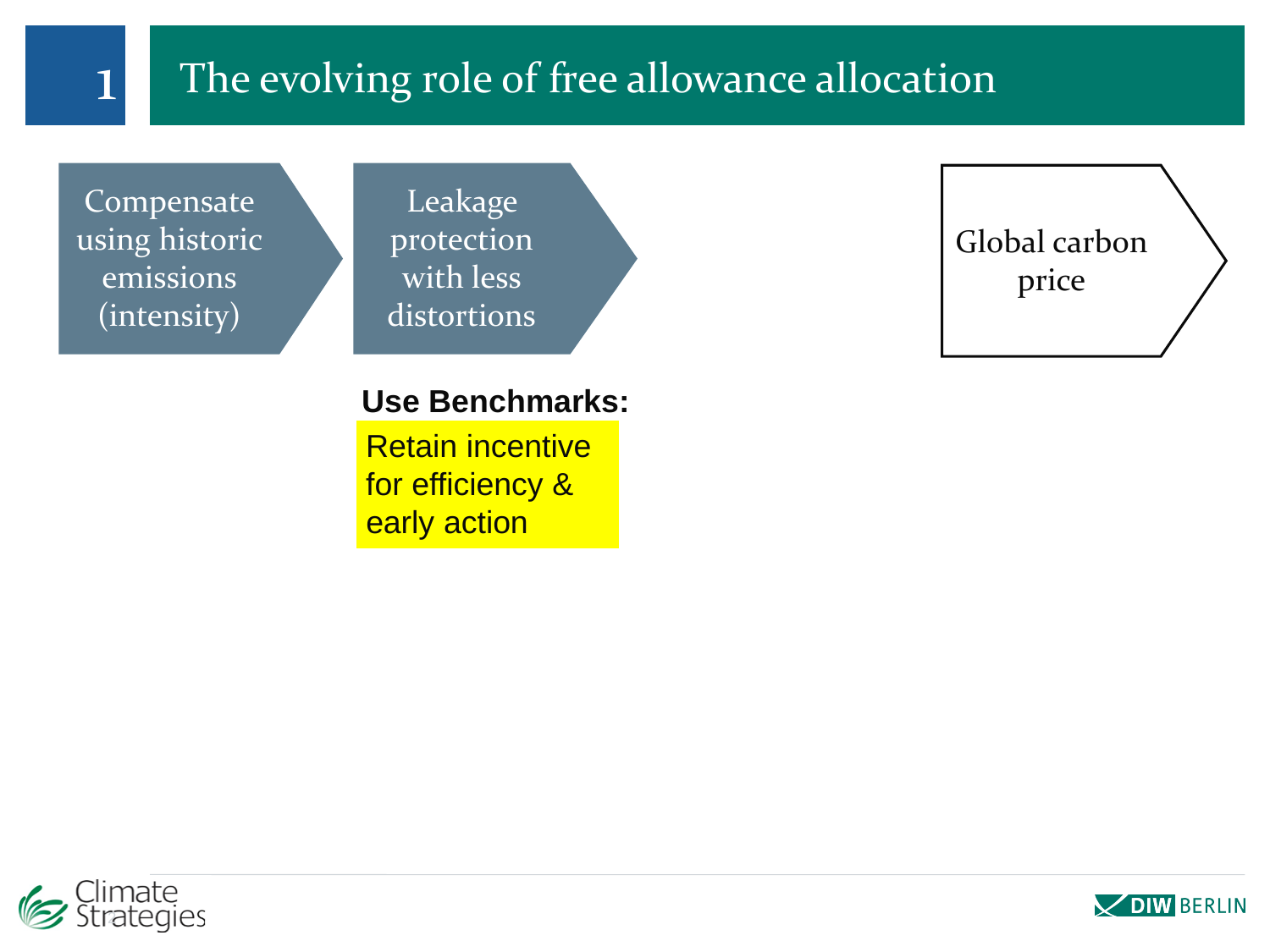# 1 The evolving role of free allowance allocation

- Compensate using historic emissions (intensity)
- Leakage protection with less distortions
- Global carbon price

**Use Benchmarks:**

Retain incentive for efficiency & early action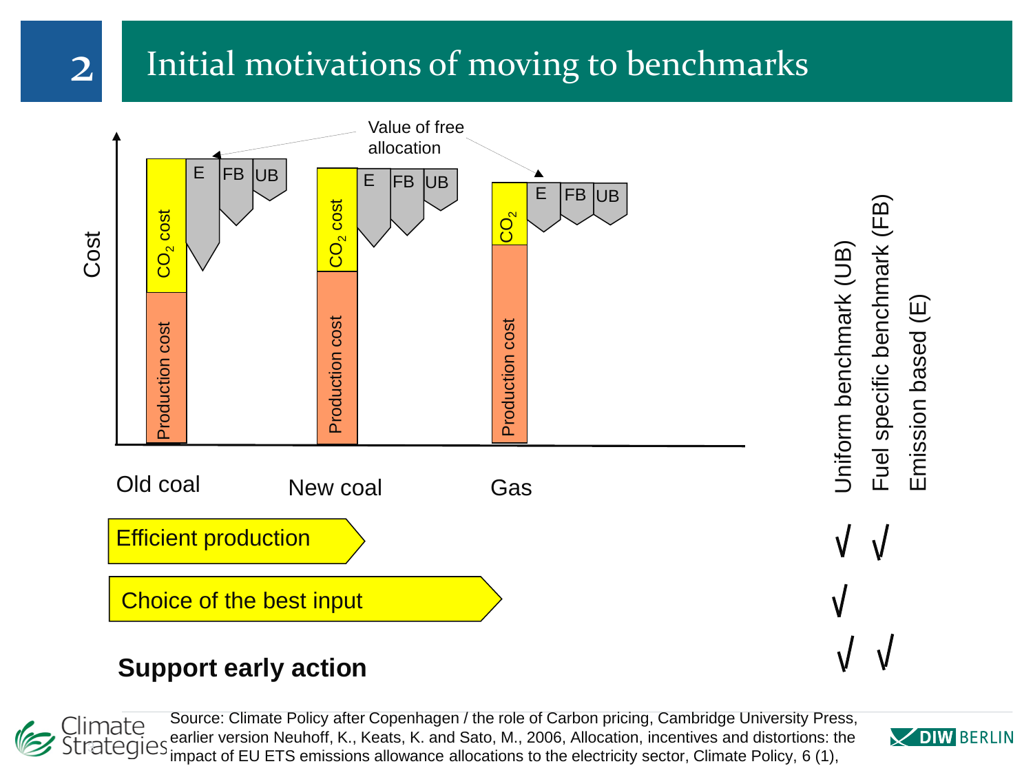# 2 Initial motivations of moving to benchmarks

Value of free allocation

Cost

| | Old coal | New coal | Gas |
|---|---|---|---|
| Bars | $CO_2$ cost / Production cost; E, FB, UB | $CO_2$ cost / Production cost; E, FB, UB | $CO_2$ / Production cost; E, FB, UB |

| | Uniform benchmark (UB) | Fuel specific benchmark (FB) | Emission based (E) |
|---|---|---|---|
| Efficient production | √ | √ | |
| Choice of the best input | √ | | |
| **Support early action** | √ | √ | |

Source: Climate Policy after Copenhagen / the role of Carbon pricing, Cambridge University Press, earlier version Neuhoff, K., Keats, K. and Sato, M., 2006, Allocation, incentives and distortions: the impact of EU ETS emissions allowance allocations to the electricity sector, Climate Policy, 6 (1),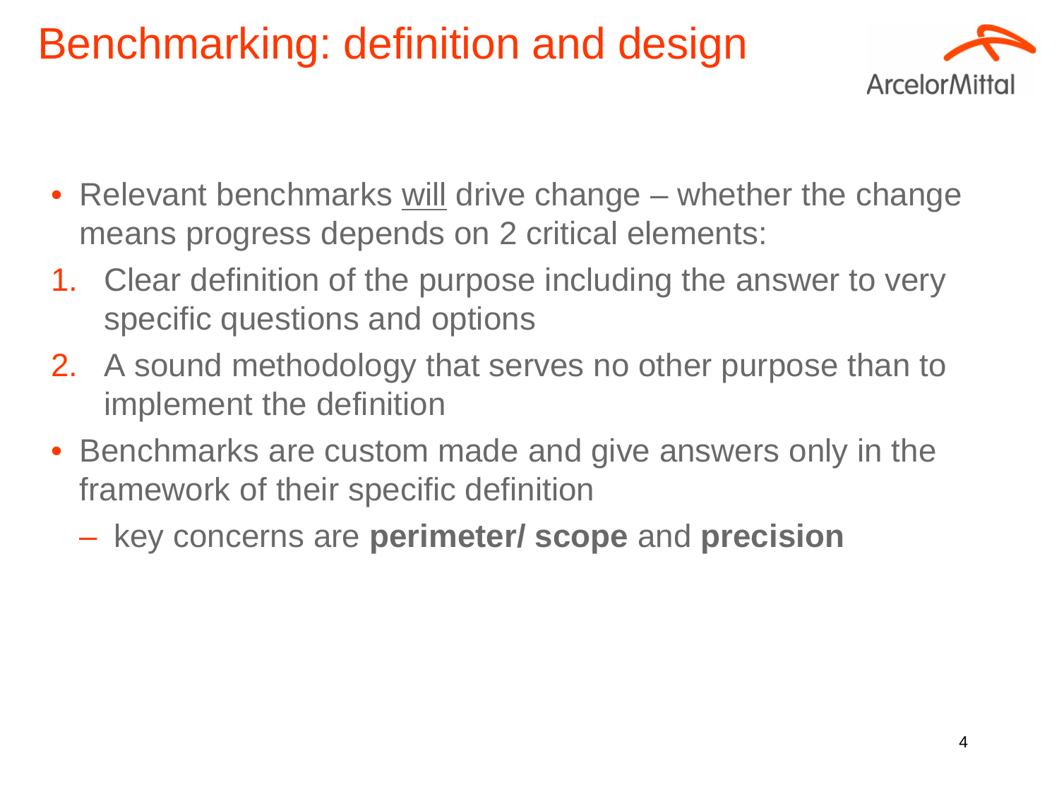# Benchmarking: definition and design

- Relevant benchmarks <u>will</u> drive change – whether the change means progress depends on 2 critical elements:

1. Clear definition of the purpose including the answer to very specific questions and options
2. A sound methodology that serves no other purpose than to implement the definition

- Benchmarks are custom made and give answers only in the framework of their specific definition
  - key concerns are **perimeter/ scope** and **precision**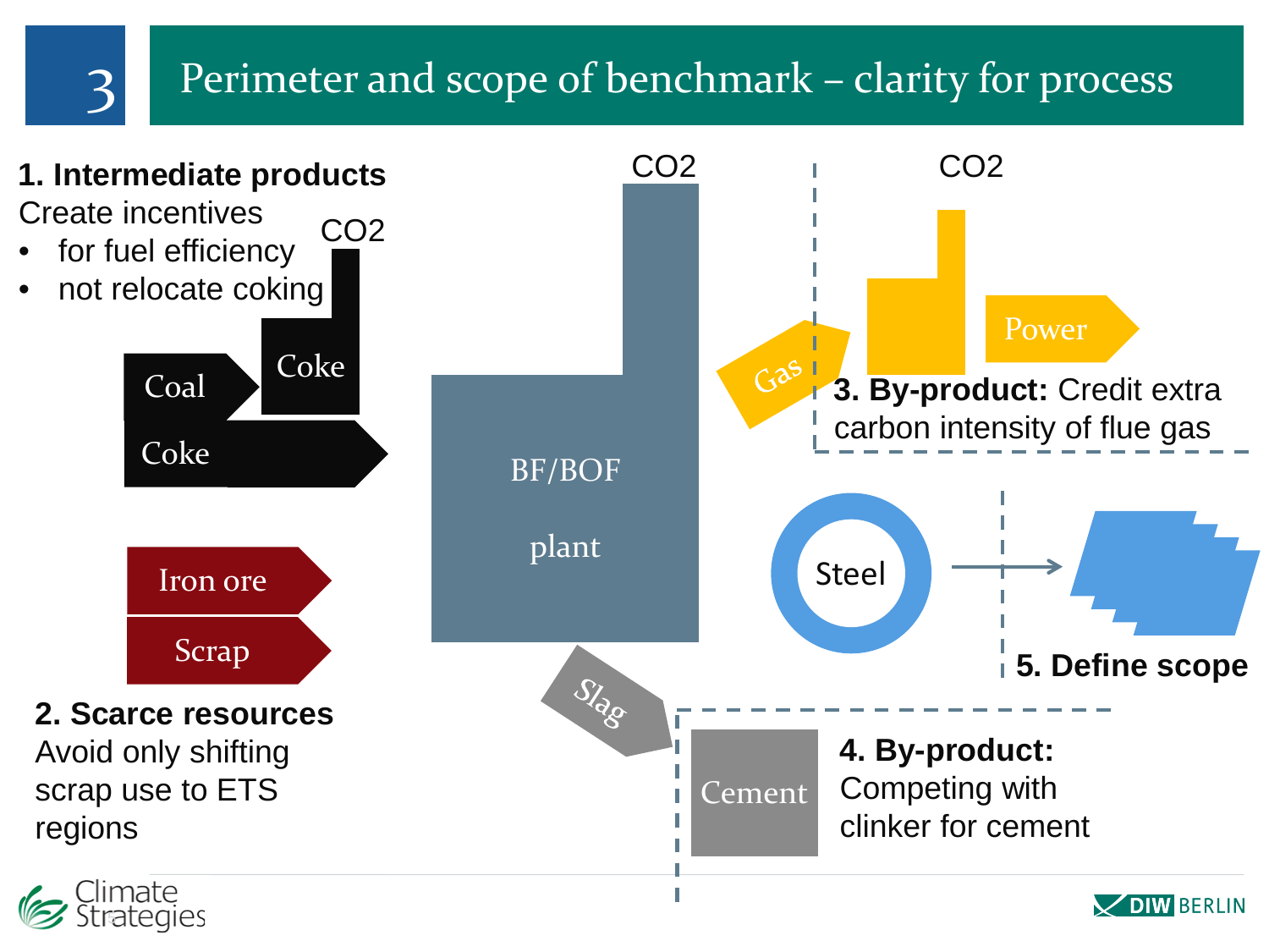# 3 Perimeter and scope of benchmark – clarity for process

**1. Intermediate products**
Create incentives
- for fuel efficiency
- not relocate coking

$CO_2$

Coal

Coke

Coke

Iron ore

Scrap

**2. Scarce resources**
Avoid only shifting scrap use to ETS regions

$CO_2$

BF/BOF plant

Slag

Gas

$CO_2$

Power

**3. By-product:** Credit extra carbon intensity of flue gas

Steel

**5. Define scope**

Cement

**4. By-product:** Competing with clinker for cement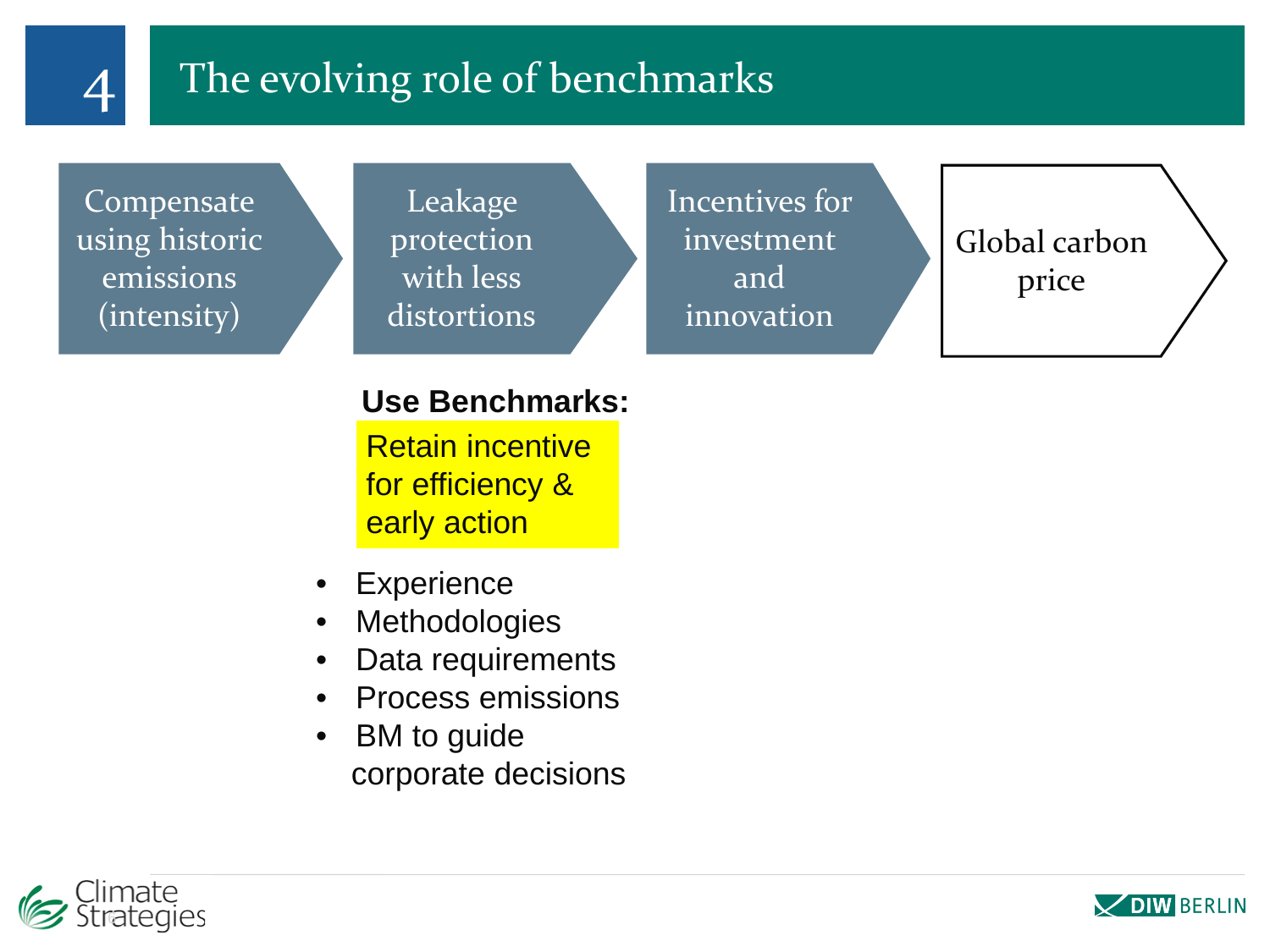# 4 The evolving role of benchmarks

Compensate using historic emissions (intensity) → Leakage protection with less distortions → Incentives for investment and innovation → Global carbon price

**Use Benchmarks:**

Retain incentive for efficiency & early action

- Experience
- Methodologies
- Data requirements
- Process emissions
- BM to guide corporate decisions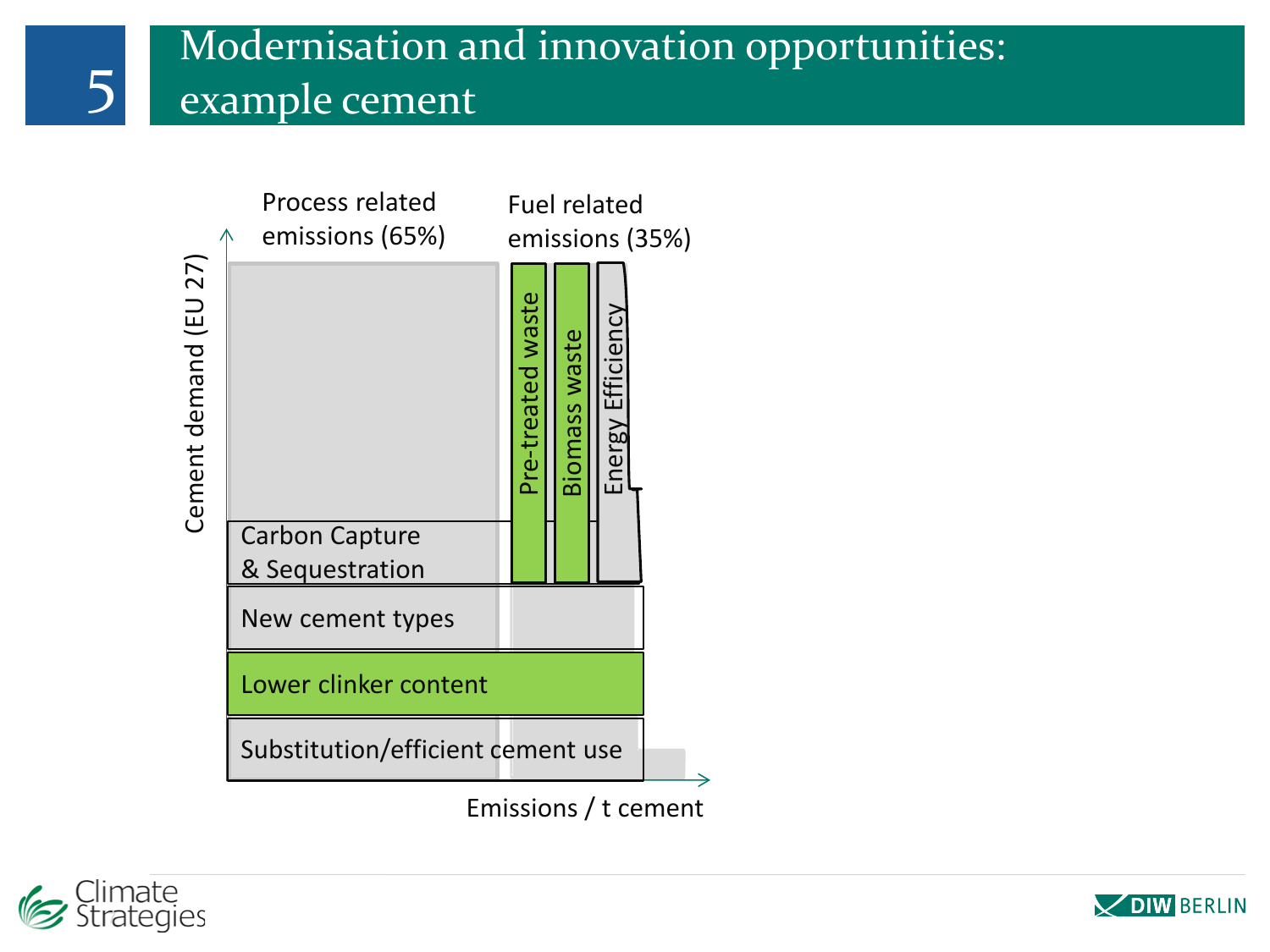# 5 Modernisation and innovation opportunities: example cement

Process related emissions (65%)

Fuel related emissions (35%)

Cement demand (EU 27)

Pre-treated waste

Biomass waste

Energy Efficiency

Carbon Capture & Sequestration

New cement types

Lower clinker content

Substitution/efficient cement use

Emissions / t cement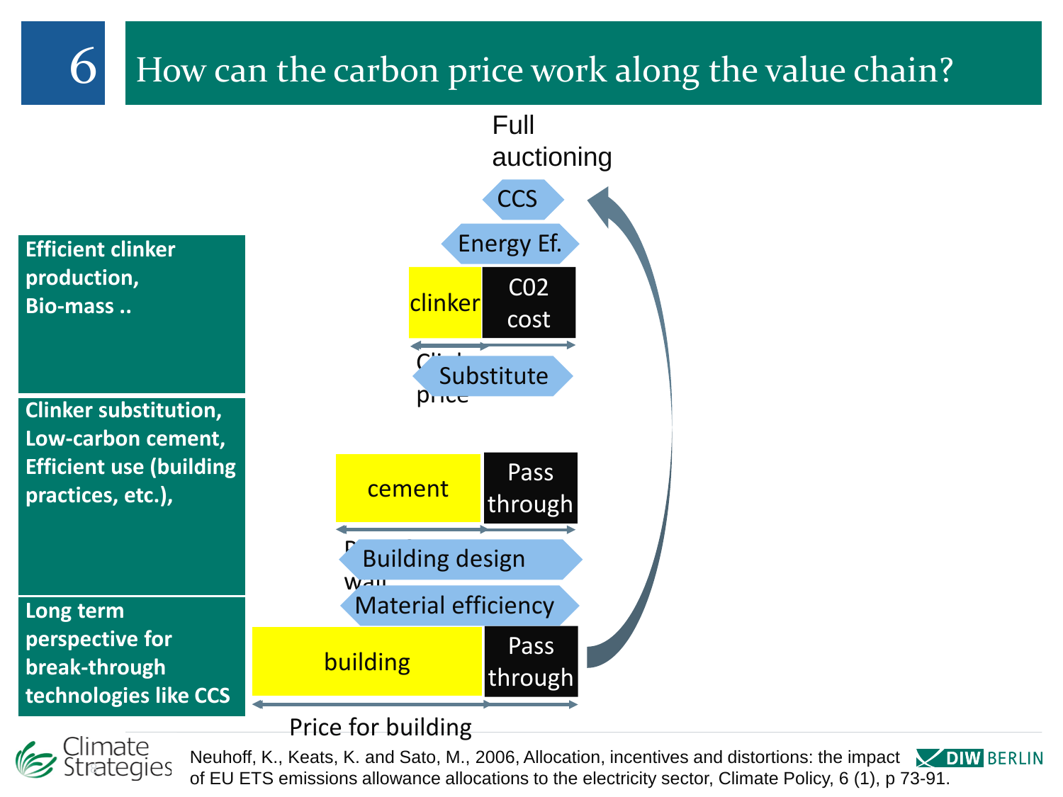# 6 How can the carbon price work along the value chain?

**Efficient clinker production, Bio-mass ..**

**Clinker substitution, Low-carbon cement, Efficient use (building practices, etc.),**

**Long term perspective for break-through technologies like CCS**

Full auctioning

CCS

Energy Ef.

clinker | C02 cost

Clinker price

Substitute

cement | Pass through

Price for wall

Building design

Material efficiency

building | Pass through

Price for building

Neuhoff, K., Keats, K. and Sato, M., 2006, Allocation, incentives and distortions: the impact of EU ETS emissions allowance allocations to the electricity sector, Climate Policy, 6 (1), p 73-91.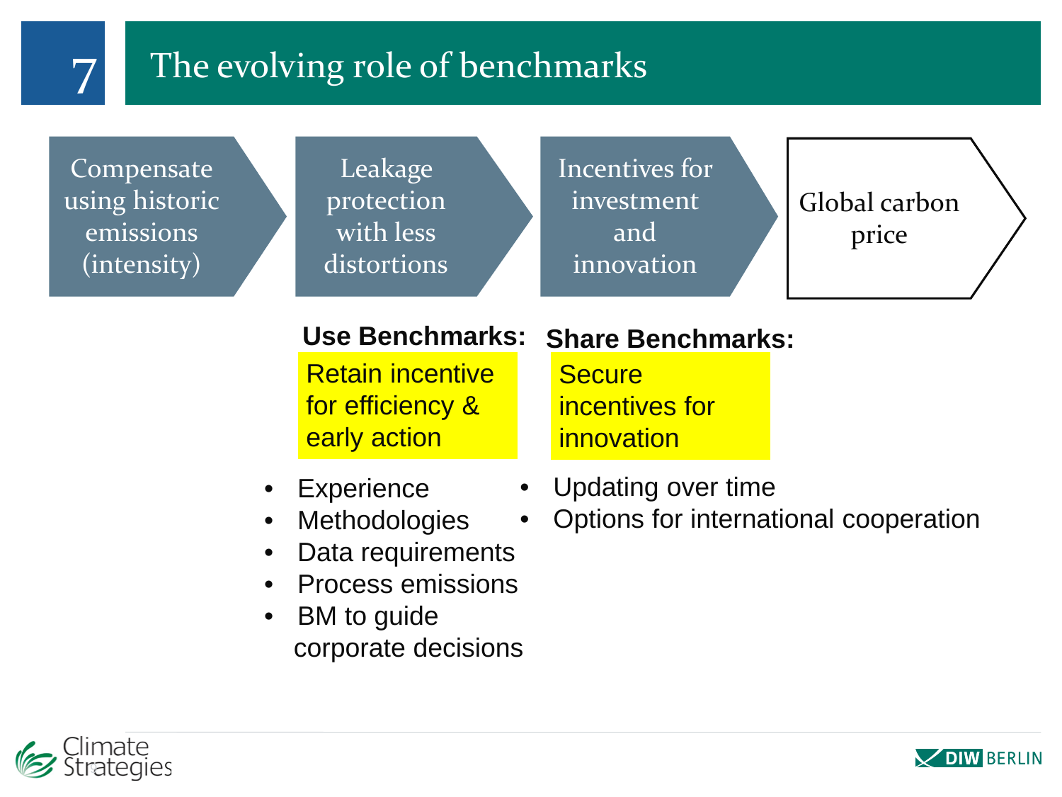# 7 The evolving role of benchmarks

Compensate using historic emissions (intensity) → Leakage protection with less distortions → Incentives for investment and innovation → Global carbon price

**Use Benchmarks:**

Retain incentive for efficiency & early action

- Experience
- Methodologies
- Data requirements
- Process emissions
- BM to guide corporate decisions

**Share Benchmarks:**

Secure incentives for innovation

- Updating over time
- Options for international cooperation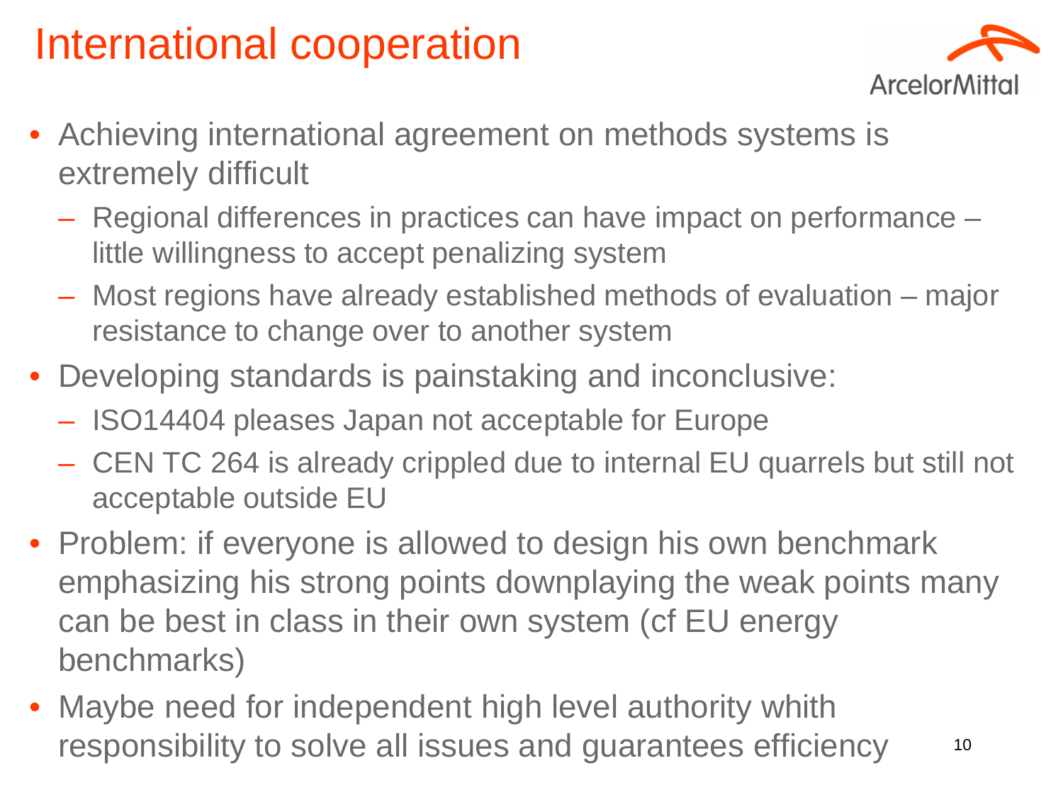# International cooperation

- Achieving international agreement on methods systems is extremely difficult
  - Regional differences in practices can have impact on performance – little willingness to accept penalizing system
  - Most regions have already established methods of evaluation – major resistance to change over to another system
- Developing standards is painstaking and inconclusive:
  - ISO14404 pleases Japan not acceptable for Europe
  - CEN TC 264 is already crippled due to internal EU quarrels but still not acceptable outside EU
- Problem: if everyone is allowed to design his own benchmark emphasizing his strong points downplaying the weak points many can be best in class in their own system (cf EU energy benchmarks)
- Maybe need for independent high level authority whith responsibility to solve all issues and guarantees efficiency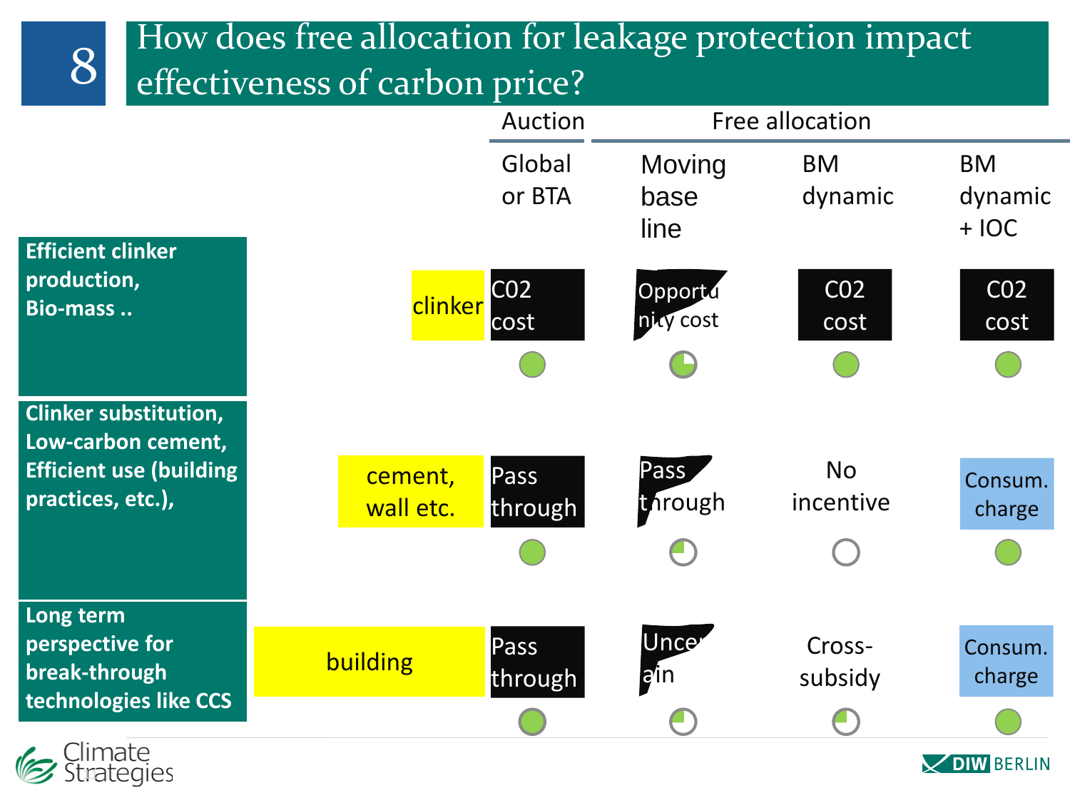# 8 How does free allocation for leakage protection impact effectiveness of carbon price?

| | | Auction | Free allocation | | |
|---|---|---|---|---|---|
| | | Global or BTA | Moving base line | BM dynamic | BM dynamic + IOC |
| **Efficient clinker production, Bio-mass ..** | clinker | C02 cost (●) | Opportunity cost (◔) | C02 cost (●) | C02 cost (●) |
| **Clinker substitution, Low-carbon cement, Efficient use (building practices, etc.),** | cement, wall etc. | Pass through (●) | Pass through (◔) | No incentive (○) | Consum. charge (●) |
| **Long term perspective for break-through technologies like CCS** | building | Pass through (●) | Uncertain (◔) | Cross-subsidy (◔) | Consum. charge (●) |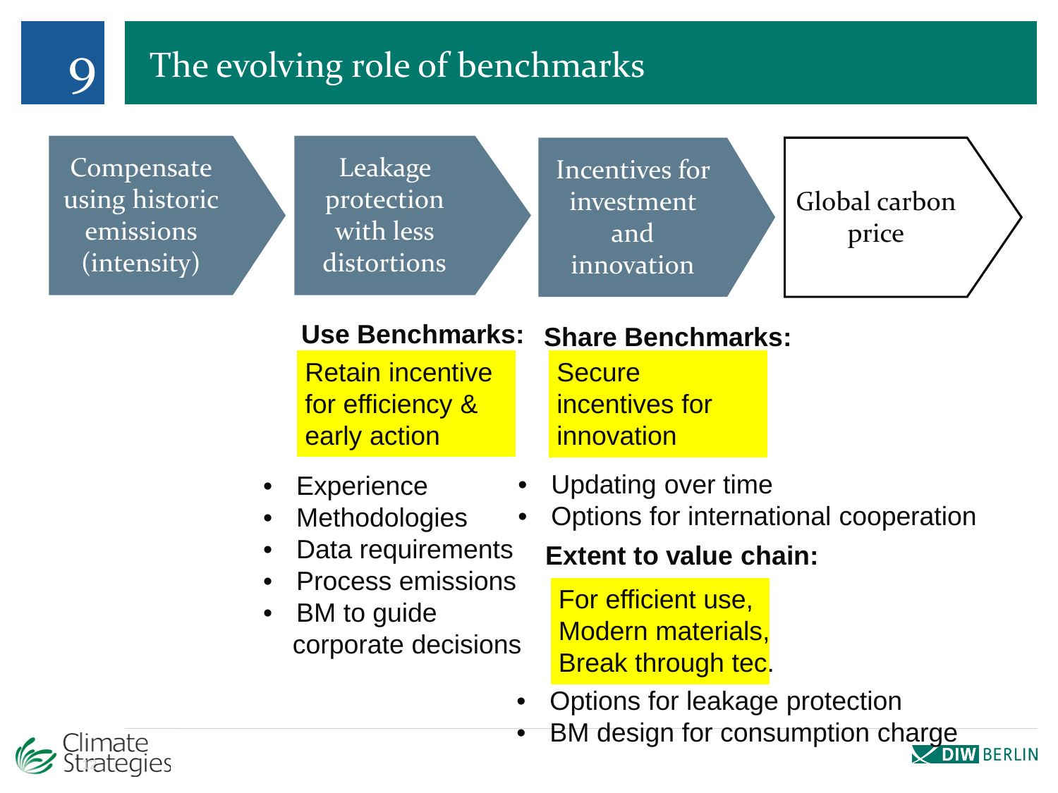# 9 The evolving role of benchmarks

Compensate using historic emissions (intensity) → Leakage protection with less distortions → Incentives for investment and innovation → Global carbon price

**Use Benchmarks:**

Retain incentive for efficiency & early action

- Experience
- Methodologies
- Data requirements
- Process emissions
- BM to guide corporate decisions

**Share Benchmarks:**

Secure incentives for innovation

- Updating over time
- Options for international cooperation

**Extent to value chain:**

For efficient use, Modern materials, Break through tec.

- Options for leakage protection
- BM design for consumption charge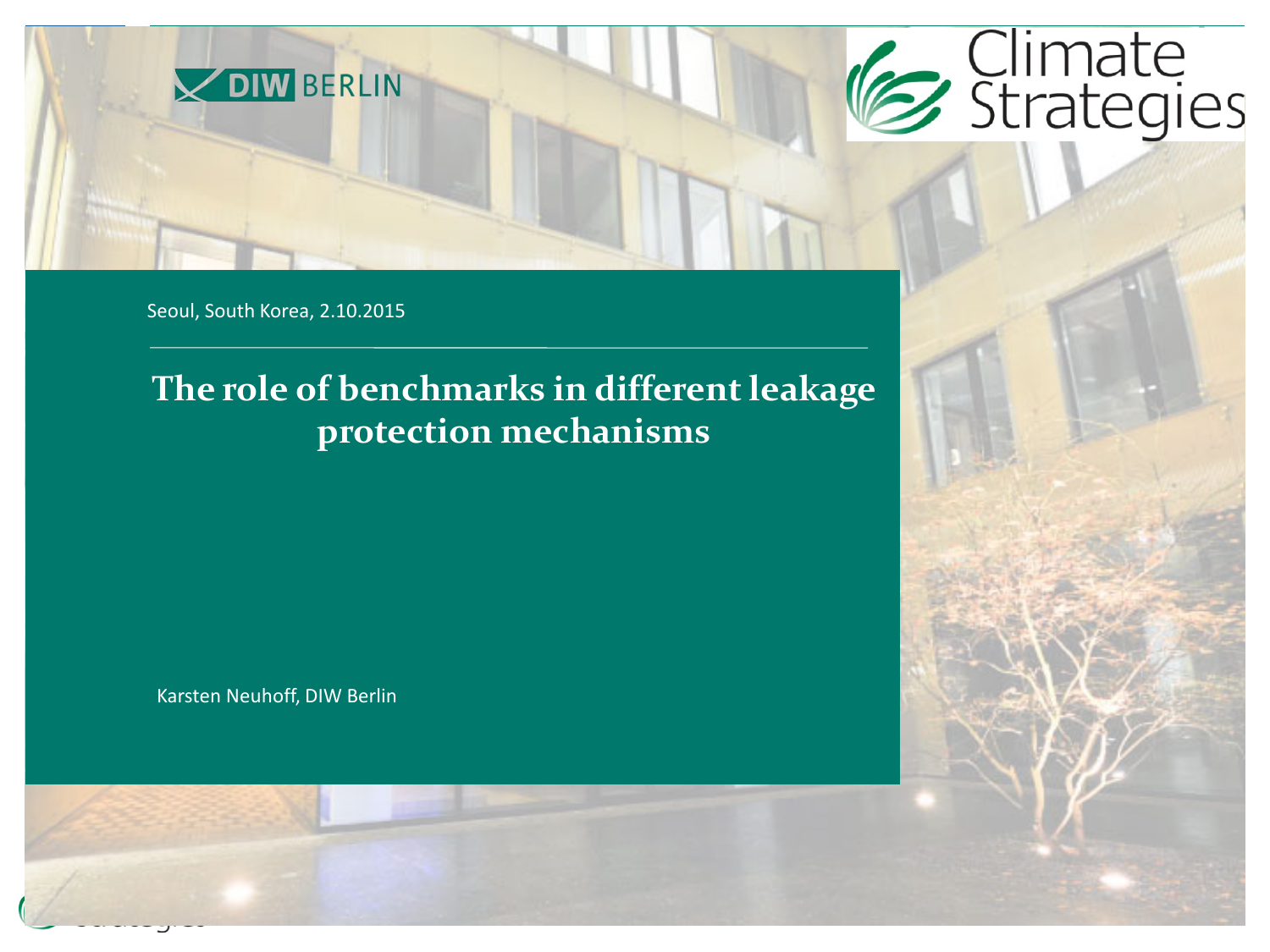DIW BERLIN

Climate Strategies

Seoul, South Korea, 2.10.2015

# The role of benchmarks in different leakage protection mechanisms

Karsten Neuhoff, DIW Berlin